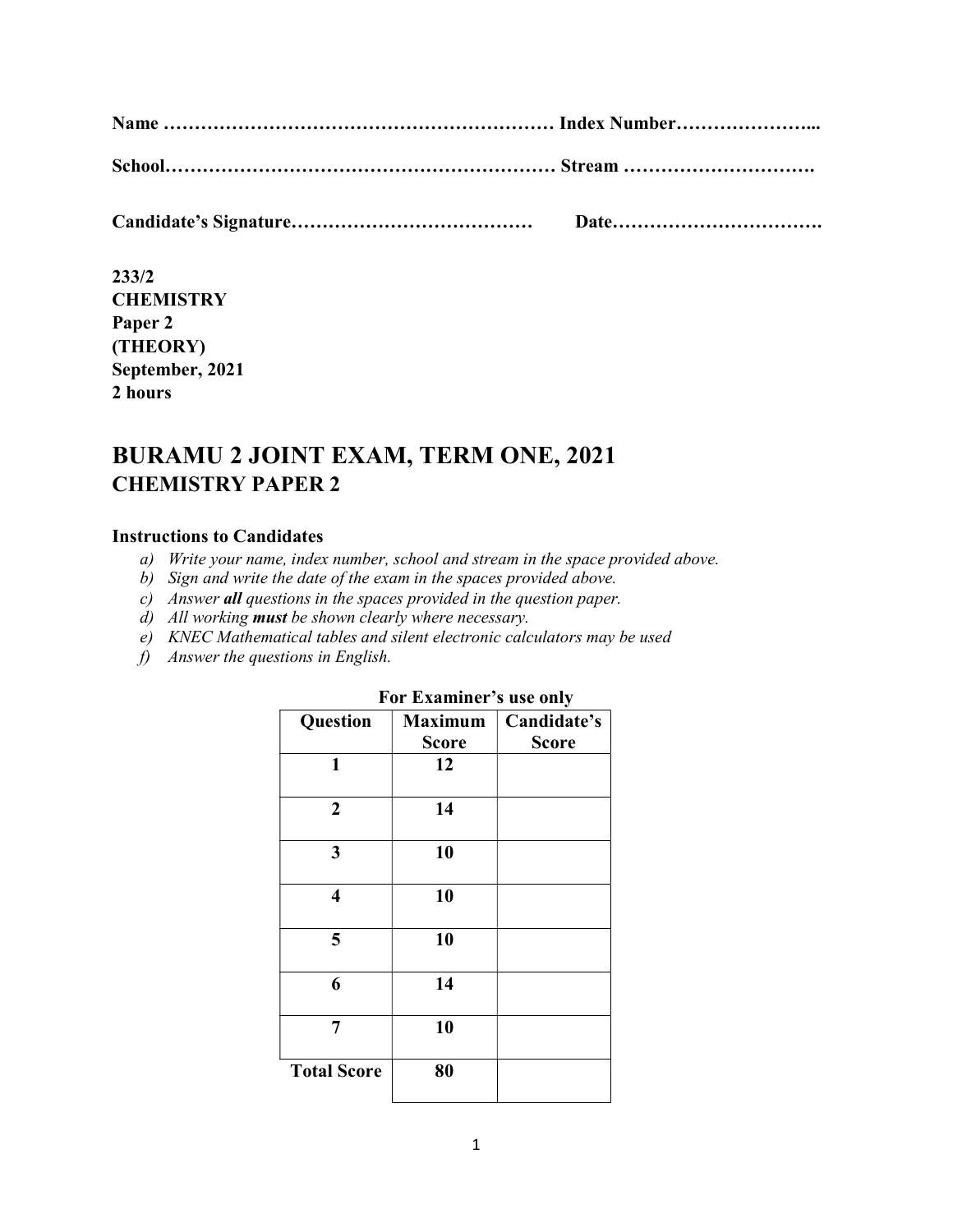**Name ……………………………………………………… Index Number…………………...**

**School……………………………………………………… Stream ………………………….**

**Candidate's Signature………………………………… Date…………………………….**

**233/2**
**CHEMISTRY**
**Paper 2**
**(THEORY)**
**September, 2021**
**2 hours**

# BURAMU 2 JOINT EXAM, TERM ONE, 2021

## CHEMISTRY PAPER 2

### Instructions to Candidates

a) *Write your name, index number, school and stream in the space provided above.*
b) *Sign and write the date of the exam in the spaces provided above.*
c) *Answer **all** questions in the spaces provided in the question paper.*
d) *All working **must** be shown clearly where necessary.*
e) *KNEC Mathematical tables and silent electronic calculators may be used*
f) *Answer the questions in English.*

**For Examiner's use only**

| Question | Maximum Score | Candidate's Score |
|---|---|---|
| 1 | 12 | |
| 2 | 14 | |
| 3 | 10 | |
| 4 | 10 | |
| 5 | 10 | |
| 6 | 14 | |
| 7 | 10 | |
| Total Score | 80 | |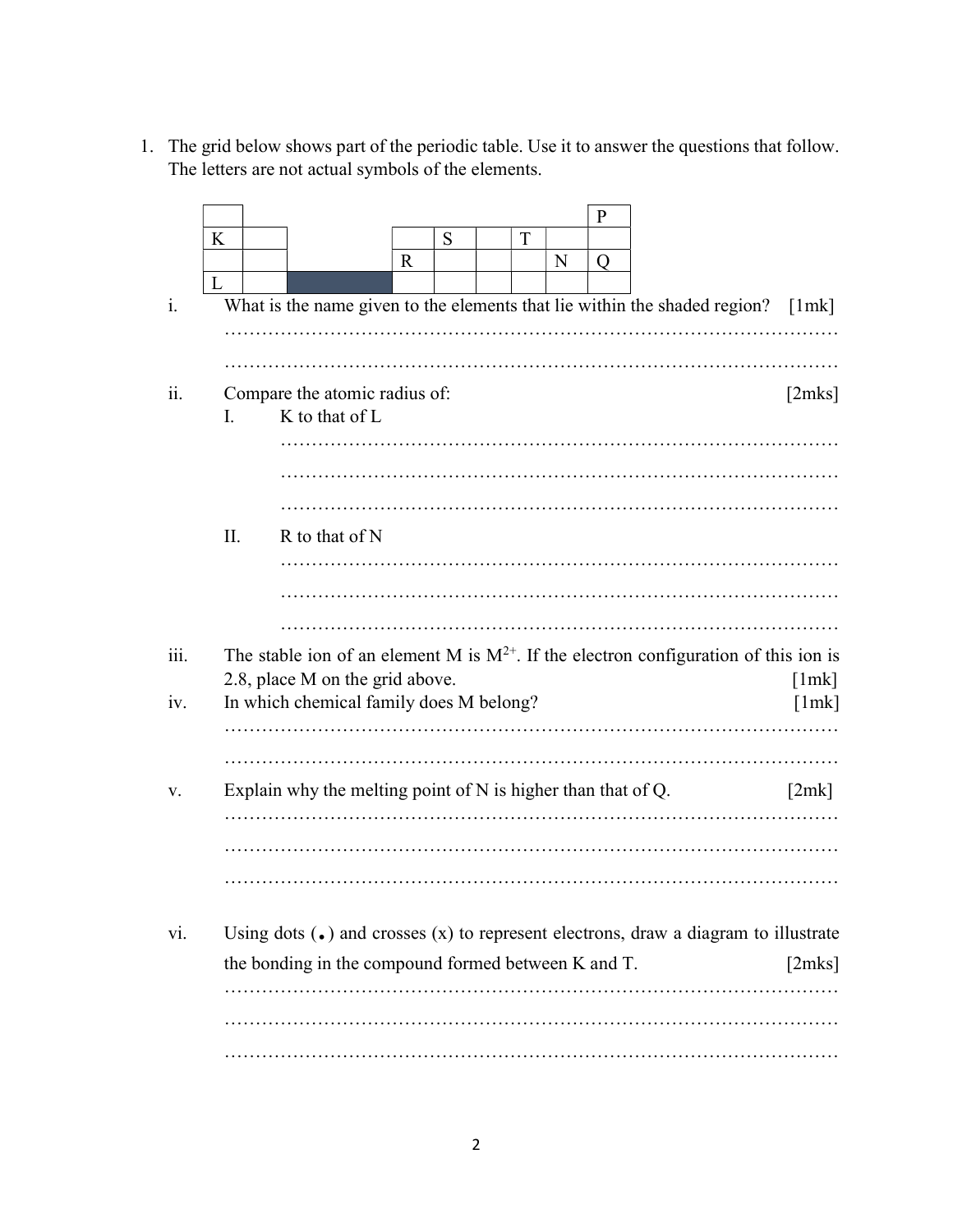1. The grid below shows part of the periodic table. Use it to answer the questions that follow. The letters are not actual symbols of the elements.

| | | | | | | | | |
|---|---|---|---|---|---|---|---|---|
| | | | | | | | | P |
| K | | | | S | | T | | |
| | | | R | | | | N | Q |
| L | | (shaded) | | | | | | |

i. What is the name given to the elements that lie within the shaded region? [1mk]

……………………………………………………………………………………………

……………………………………………………………………………………………

ii. Compare the atomic radius of: [2mks]

I. K to that of L

………………………………………………………………………………

………………………………………………………………………………

………………………………………………………………………………

II. R to that of N

………………………………………………………………………………

………………………………………………………………………………

………………………………………………………………………………

iii. The stable ion of an element M is $M^{2+}$. If the electron configuration of this ion is 2.8, place M on the grid above. [1mk]

iv. In which chemical family does M belong? [1mk]

……………………………………………………………………………………………

……………………………………………………………………………………………

v. Explain why the melting point of N is higher than that of Q. [2mk]

……………………………………………………………………………………………

……………………………………………………………………………………………

……………………………………………………………………………………………

vi. Using dots (•) and crosses (x) to represent electrons, draw a diagram to illustrate the bonding in the compound formed between K and T. [2mks]

……………………………………………………………………………………………

……………………………………………………………………………………………

……………………………………………………………………………………………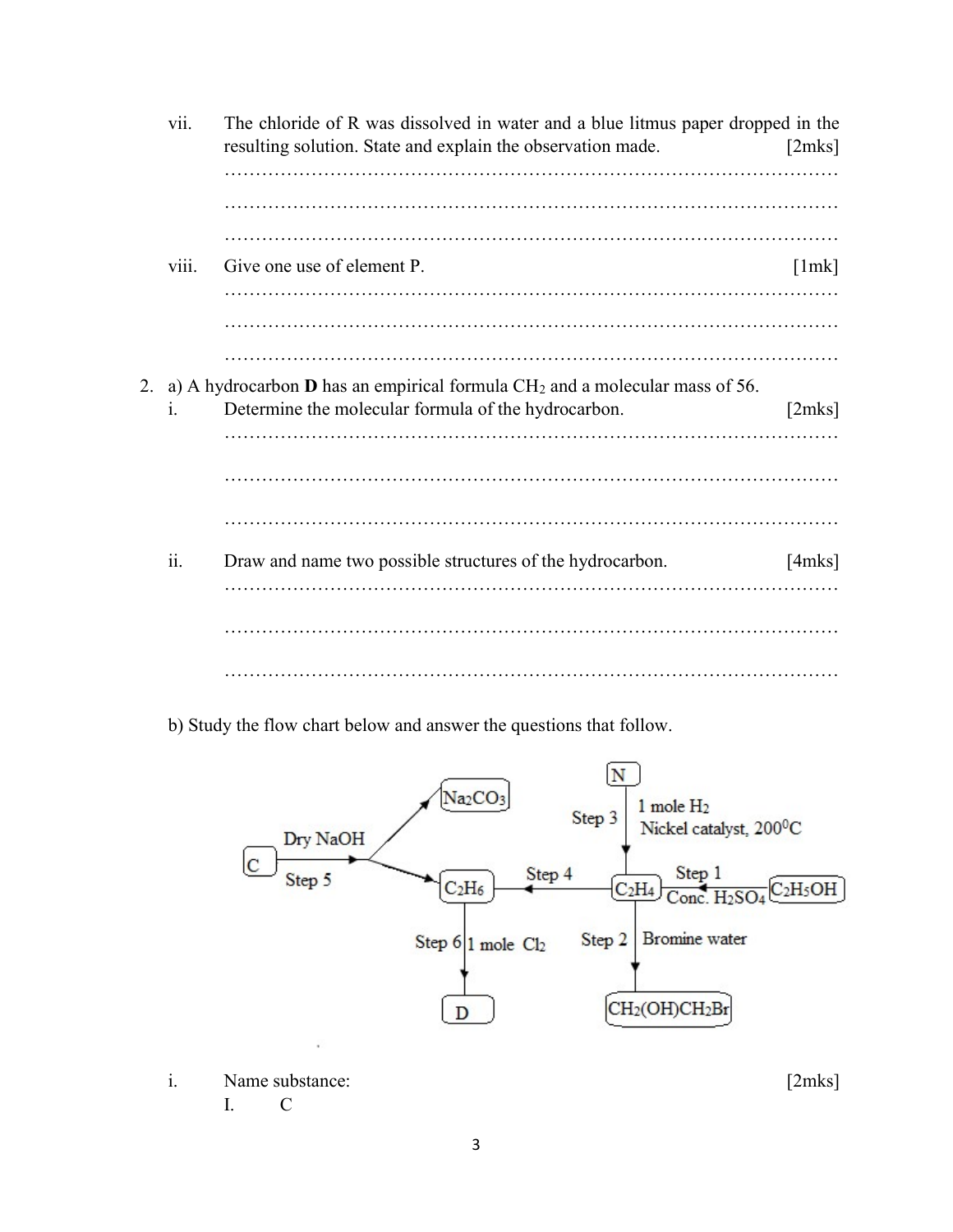vii. The chloride of R was dissolved in water and a blue litmus paper dropped in the resulting solution. State and explain the observation made. [2mks]

…………………………………………………………………………………………

…………………………………………………………………………………………

…………………………………………………………………………………………

viii. Give one use of element P. [1mk]

…………………………………………………………………………………………

…………………………………………………………………………………………

…………………………………………………………………………………………

2. a) A hydrocarbon **D** has an empirical formula $CH_2$ and a molecular mass of 56.

i. Determine the molecular formula of the hydrocarbon. [2mks]

…………………………………………………………………………………………

…………………………………………………………………………………………

…………………………………………………………………………………………

ii. Draw and name two possible structures of the hydrocarbon. [4mks]

…………………………………………………………………………………………

…………………………………………………………………………………………

…………………………………………………………………………………………

b) Study the flow chart below and answer the questions that follow.

- C → (Step 5, Dry NaOH) → $Na_2CO_3$ + $C_2H_6$
- N → (Step 3, 1 mole $H_2$, Nickel catalyst, $200^0C$) → $C_2H_4$
- $C_2H_5OH$ → (Step 1, Conc. $H_2SO_4$) → $C_2H_4$
- $C_2H_4$ → (Step 4) → $C_2H_6$
- $C_2H_4$ → (Step 2, Bromine water) → $CH_2(OH)CH_2Br$
- $C_2H_6$ → (Step 6, 1 mole $Cl_2$) → D

i. Name substance: [2mks]

I. C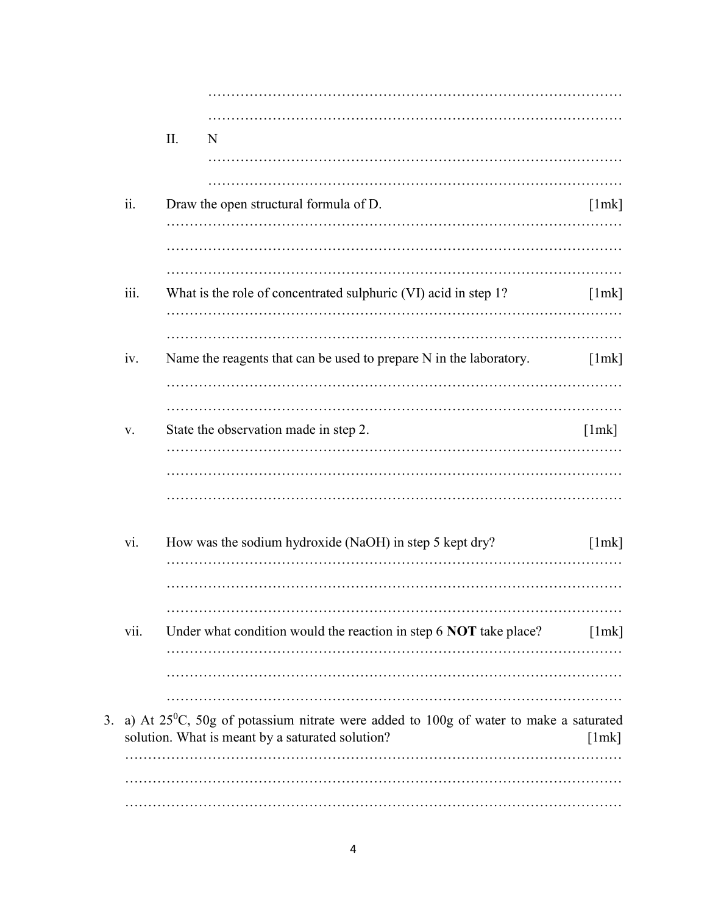………………………………………………………………………………

………………………………………………………………………………

II. N

………………………………………………………………………………

………………………………………………………………………………

ii. Draw the open structural formula of D. [1mk]

………………………………………………………………………………

………………………………………………………………………………

………………………………………………………………………………

iii. What is the role of concentrated sulphuric (VI) acid in step 1? [1mk]

………………………………………………………………………………

………………………………………………………………………………

iv. Name the reagents that can be used to prepare N in the laboratory. [1mk]

………………………………………………………………………………

………………………………………………………………………………

v. State the observation made in step 2. [1mk]

………………………………………………………………………………

………………………………………………………………………………

………………………………………………………………………………

vi. How was the sodium hydroxide (NaOH) in step 5 kept dry? [1mk]

………………………………………………………………………………

………………………………………………………………………………

………………………………………………………………………………

vii. Under what condition would the reaction in step 6 **NOT** take place? [1mk]

………………………………………………………………………………

………………………………………………………………………………

………………………………………………………………………………

3. a) At $25^0$C, 50g of potassium nitrate were added to 100g of water to make a saturated solution. What is meant by a saturated solution? [1mk]

………………………………………………………………………………

………………………………………………………………………………

………………………………………………………………………………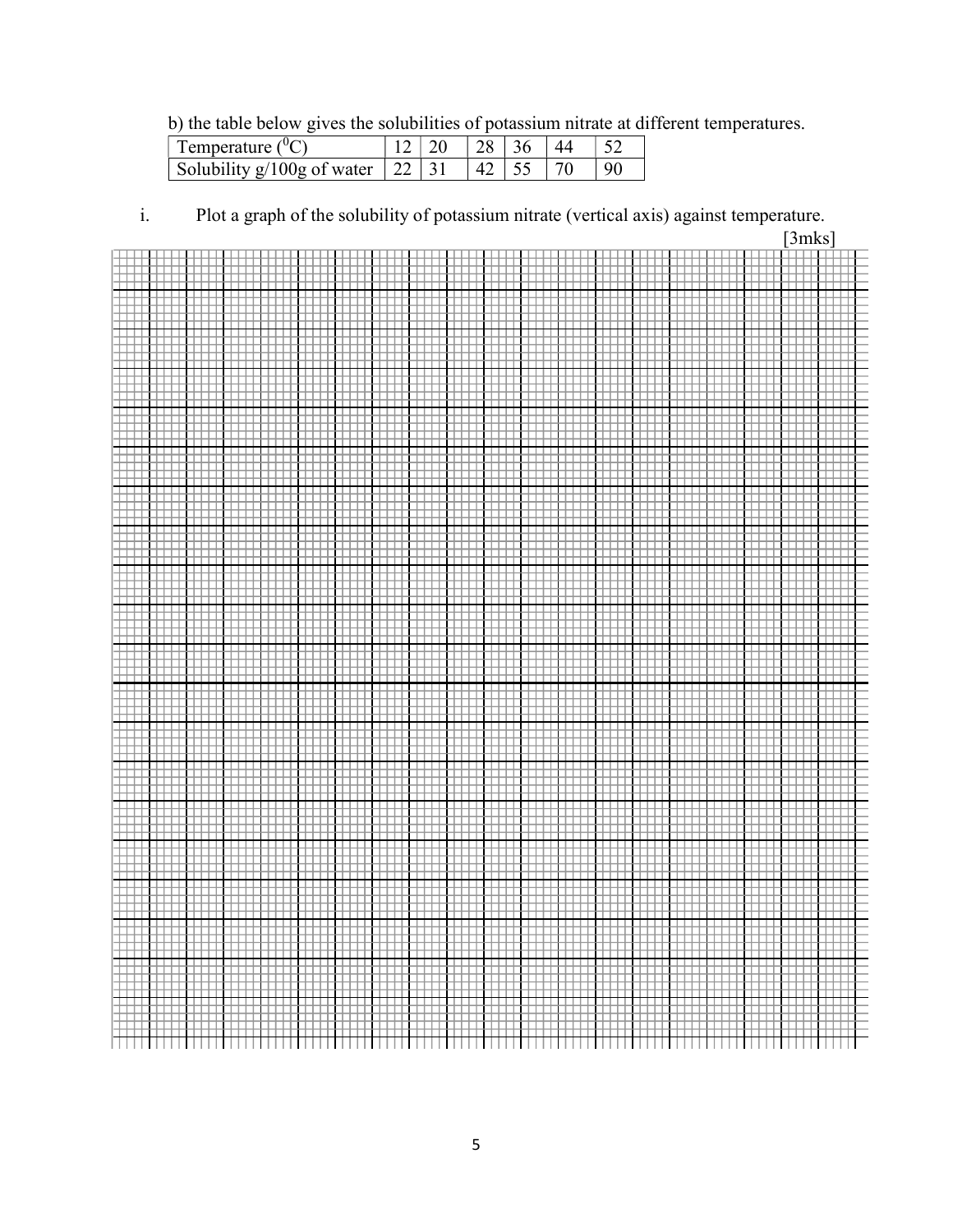b) the table below gives the solubilities of potassium nitrate at different temperatures.

| Temperature ($^0C$) | 12 | 20 | 28 | 36 | 44 | 52 |
|---|---|---|---|---|---|---|
| Solubility g/100g of water | 22 | 31 | 42 | 55 | 70 | 90 |

i. Plot a graph of the solubility of potassium nitrate (vertical axis) against temperature. [3mks]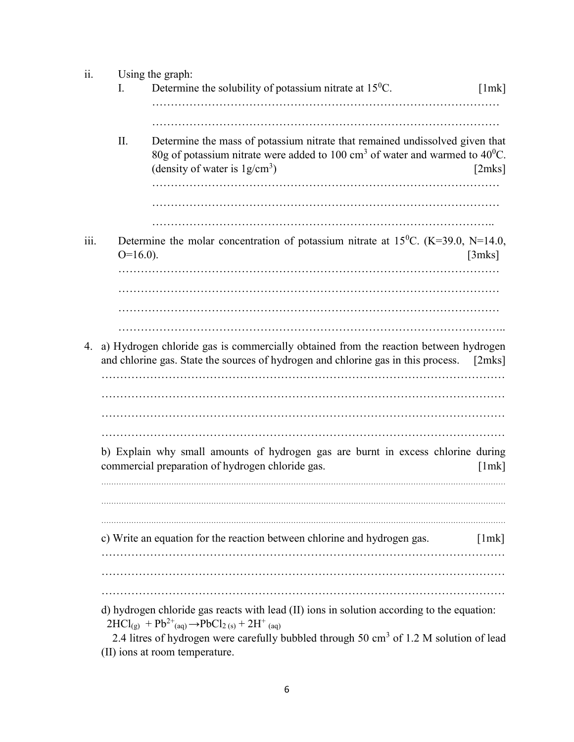ii. Using the graph:

I. Determine the solubility of potassium nitrate at $15^0C$. [1mk]

…………………………………………………………………………………

…………………………………………………………………………………

II. Determine the mass of potassium nitrate that remained undissolved given that 80g of potassium nitrate were added to 100 $cm^3$ of water and warmed to $40^0C$. (density of water is $1g/cm^3$) [2mks]

…………………………………………………………………………………

…………………………………………………………………………………

…………………………………………………………………………………

iii. Determine the molar concentration of potassium nitrate at $15^0C$. (K=39.0, N=14.0, O=16.0). [3mks]

…………………………………………………………………………………………

…………………………………………………………………………………………

…………………………………………………………………………………………

…………………………………………………………………………………………

4. a) Hydrogen chloride gas is commercially obtained from the reaction between hydrogen and chlorine gas. State the sources of hydrogen and chlorine gas in this process. [2mks]

……………………………………………………………………………………………

……………………………………………………………………………………………

……………………………………………………………………………………………

……………………………………………………………………………………………

b) Explain why small amounts of hydrogen gas are burnt in excess chlorine during commercial preparation of hydrogen chloride gas. [1mk]

……………………………………………………………………………………………

……………………………………………………………………………………………

……………………………………………………………………………………………

c) Write an equation for the reaction between chlorine and hydrogen gas. [1mk]

……………………………………………………………………………………………

……………………………………………………………………………………………

……………………………………………………………………………………………

d) hydrogen chloride gas reacts with lead (II) ions in solution according to the equation:

$2HCl_{(g)} + Pb^{2+}_{(aq)} \rightarrow PbCl_{2\,(s)} + 2H^{+}_{(aq)}$

2.4 litres of hydrogen were carefully bubbled through 50 $cm^3$ of 1.2 M solution of lead (II) ions at room temperature.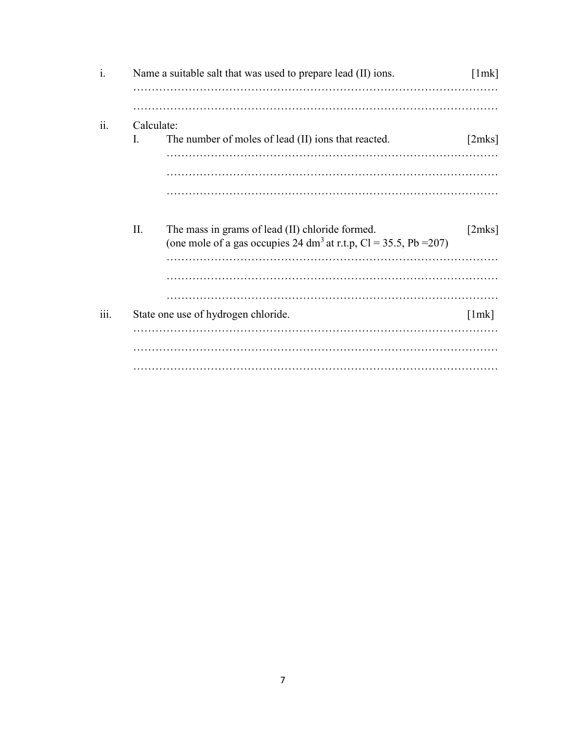i. Name a suitable salt that was used to prepare lead (II) ions. [1mk]

…………………………………………………………………………………………

…………………………………………………………………………………………

ii. Calculate:

I. The number of moles of lead (II) ions that reacted. [2mks]

………………………………………………………………………………

………………………………………………………………………………

………………………………………………………………………………

II. The mass in grams of lead (II) chloride formed. [2mks]
(one mole of a gas occupies 24 $dm^3$ at r.t.p, Cl = 35.5, Pb =207)

………………………………………………………………………………

………………………………………………………………………………

………………………………………………………………………………

iii. State one use of hydrogen chloride. [1mk]

…………………………………………………………………………………………

…………………………………………………………………………………………

…………………………………………………………………………………………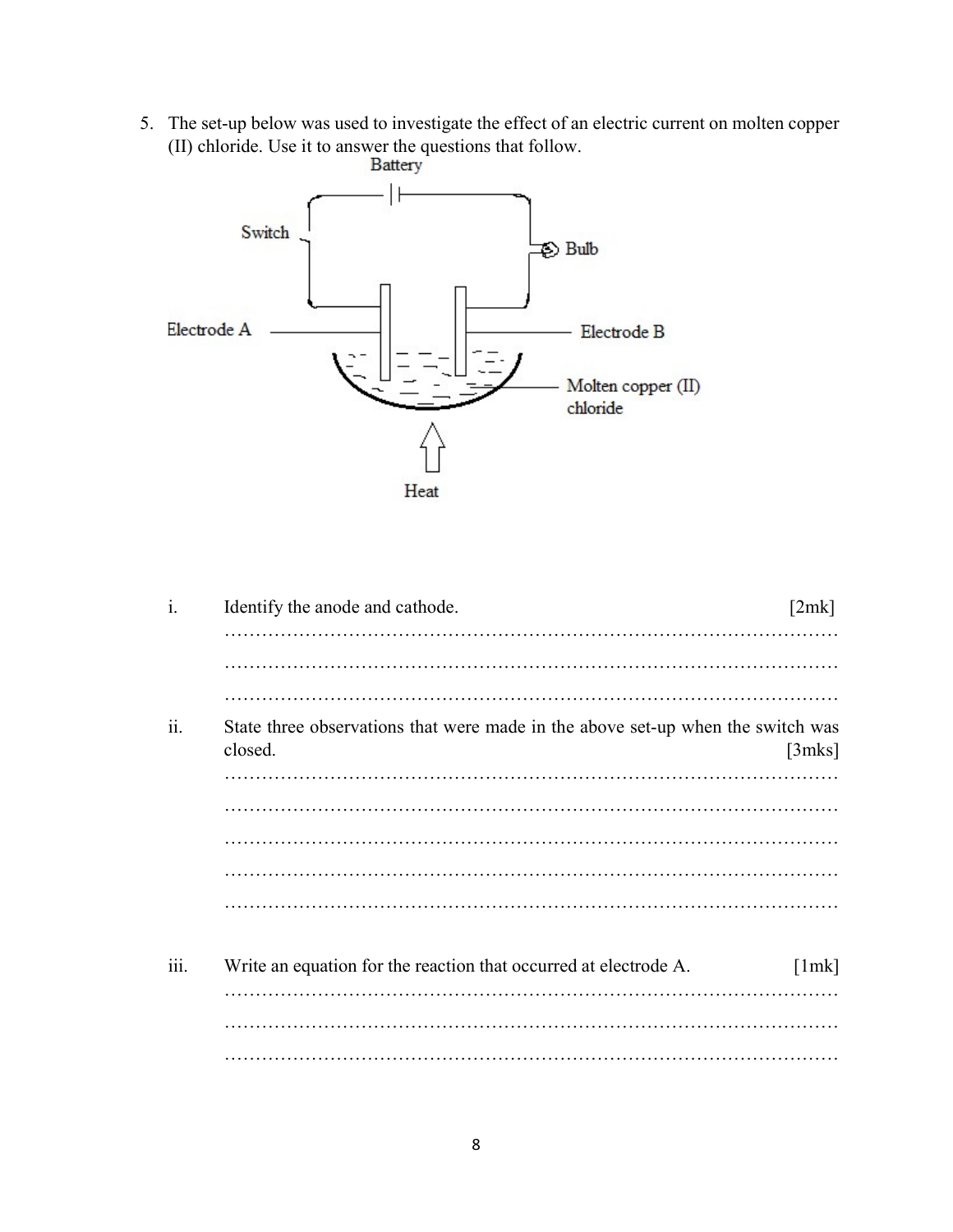5. The set-up below was used to investigate the effect of an electric current on molten copper (II) chloride. Use it to answer the questions that follow.

Battery

Switch

Bulb

Electrode A

Electrode B

Molten copper (II) chloride

Heat

i. Identify the anode and cathode. [2mk]

………………………………………………………………………………………

………………………………………………………………………………………

………………………………………………………………………………………

ii. State three observations that were made in the above set-up when the switch was closed. [3mks]

………………………………………………………………………………………

………………………………………………………………………………………

………………………………………………………………………………………

………………………………………………………………………………………

………………………………………………………………………………………

iii. Write an equation for the reaction that occurred at electrode A. [1mk]

………………………………………………………………………………………

………………………………………………………………………………………

………………………………………………………………………………………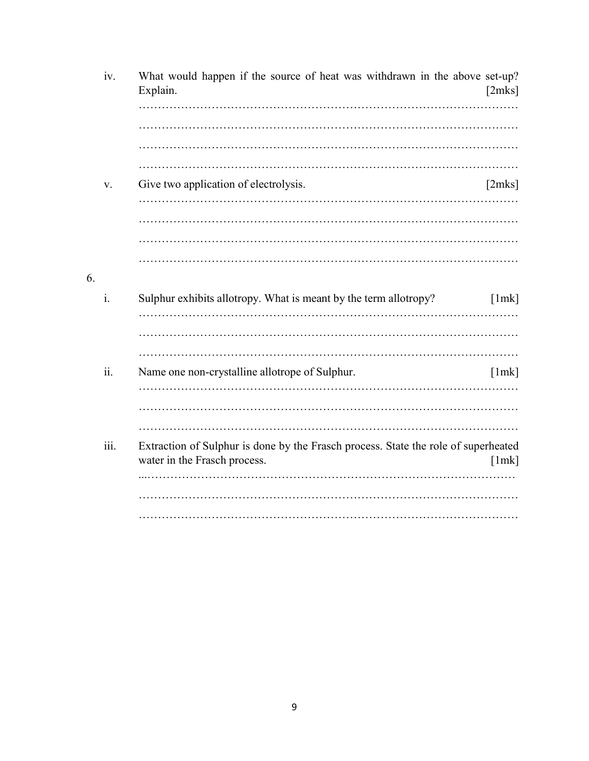iv. What would happen if the source of heat was withdrawn in the above set-up? Explain. [2mks]

…………………………………………………………………………………………

…………………………………………………………………………………………

…………………………………………………………………………………………

…………………………………………………………………………………………

v. Give two application of electrolysis. [2mks]

…………………………………………………………………………………………

…………………………………………………………………………………………

…………………………………………………………………………………………

…………………………………………………………………………………………

6.

i. Sulphur exhibits allotropy. What is meant by the term allotropy? [1mk]

…………………………………………………………………………………………

…………………………………………………………………………………………

…………………………………………………………………………………………

ii. Name one non-crystalline allotrope of Sulphur. [1mk]

…………………………………………………………………………………………

…………………………………………………………………………………………

…………………………………………………………………………………………

iii. Extraction of Sulphur is done by the Frasch process. State the role of superheated water in the Frasch process. [1mk]

…………………………………………………………………………………………

…………………………………………………………………………………………

…………………………………………………………………………………………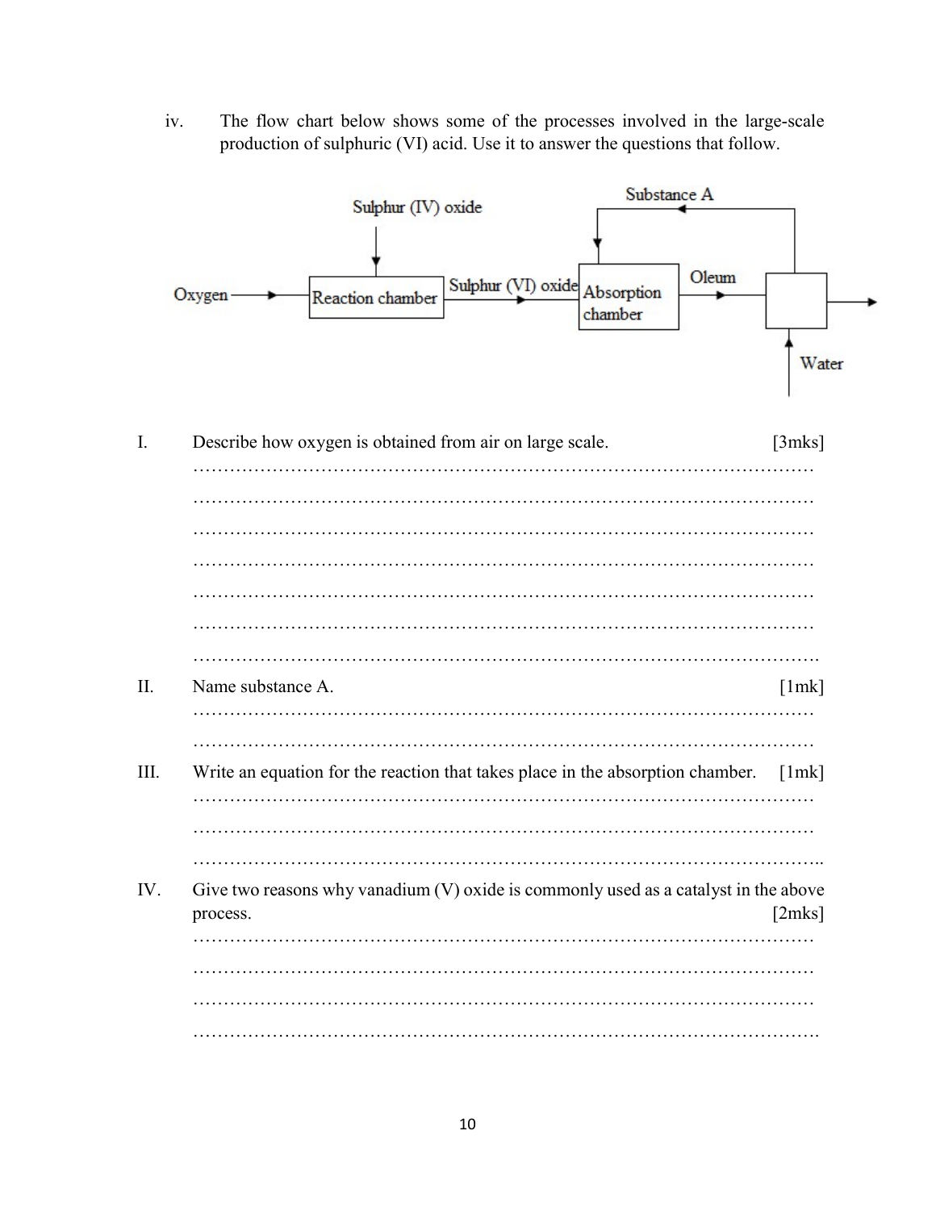iv. The flow chart below shows some of the processes involved in the large-scale production of sulphuric (VI) acid. Use it to answer the questions that follow.

Substance A

Sulphur (IV) oxide

Oxygen → Reaction chamber → Sulphur (VI) oxide → Absorption chamber → Oleum →

Water

I. Describe how oxygen is obtained from air on large scale. [3mks]

…………………………………………………………………………………………

…………………………………………………………………………………………

…………………………………………………………………………………………

…………………………………………………………………………………………

…………………………………………………………………………………………

…………………………………………………………………………………………

…………………………………………………………………………………………

II. Name substance A. [1mk]

…………………………………………………………………………………………

…………………………………………………………………………………………

III. Write an equation for the reaction that takes place in the absorption chamber. [1mk]

…………………………………………………………………………………………

…………………………………………………………………………………………

…………………………………………………………………………………………

IV. Give two reasons why vanadium (V) oxide is commonly used as a catalyst in the above process. [2mks]

…………………………………………………………………………………………

…………………………………………………………………………………………

…………………………………………………………………………………………

…………………………………………………………………………………………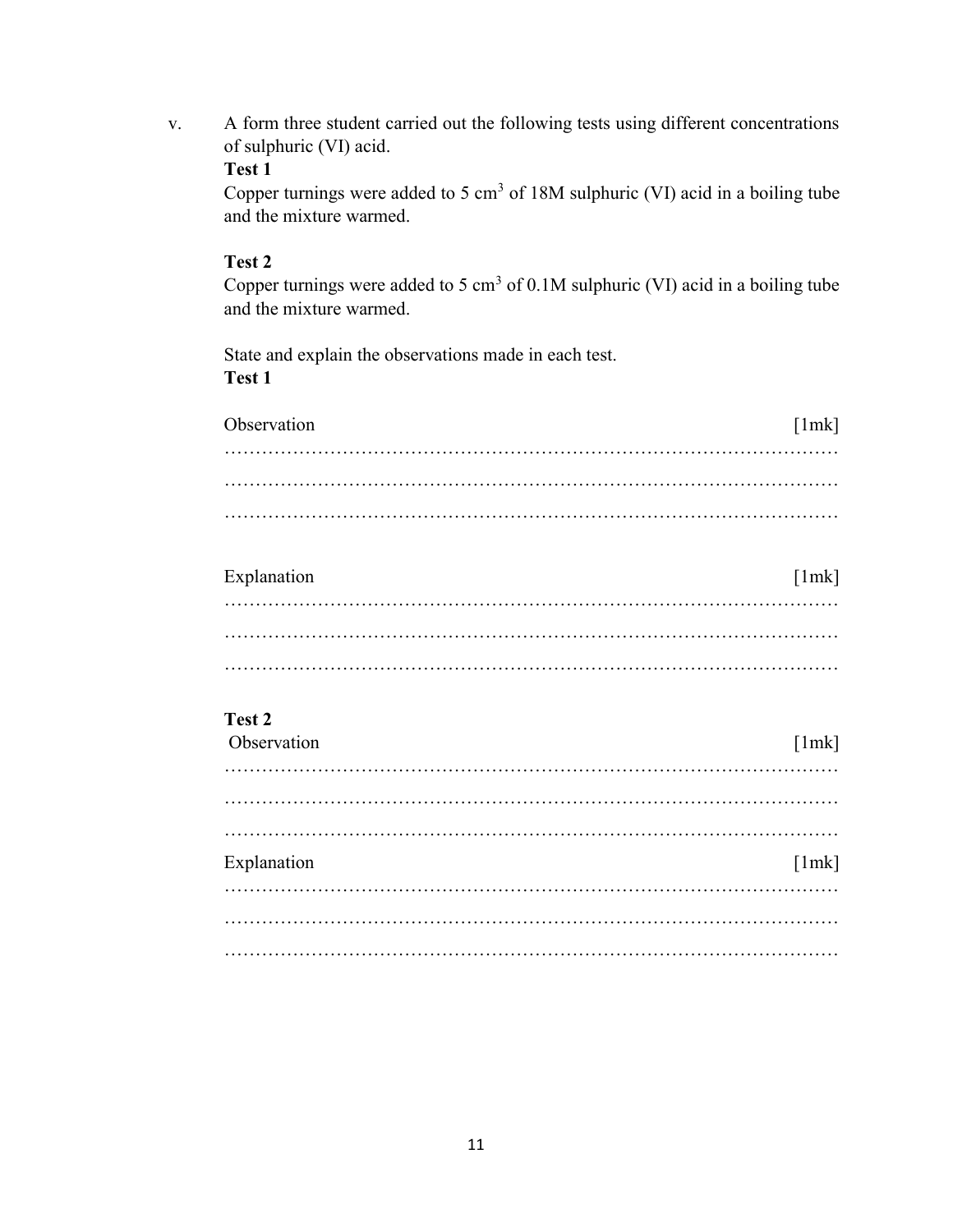v. A form three student carried out the following tests using different concentrations of sulphuric (VI) acid.

**Test 1**

Copper turnings were added to 5 $cm^3$ of 18M sulphuric (VI) acid in a boiling tube and the mixture warmed.

**Test 2**

Copper turnings were added to 5 $cm^3$ of 0.1M sulphuric (VI) acid in a boiling tube and the mixture warmed.

State and explain the observations made in each test.

**Test 1**

Observation [1mk]

……………………………………………………………………………………

……………………………………………………………………………………

……………………………………………………………………………………

Explanation [1mk]

……………………………………………………………………………………

……………………………………………………………………………………

……………………………………………………………………………………

**Test 2**

Observation [1mk]

……………………………………………………………………………………

……………………………………………………………………………………

……………………………………………………………………………………

Explanation [1mk]

……………………………………………………………………………………

……………………………………………………………………………………

……………………………………………………………………………………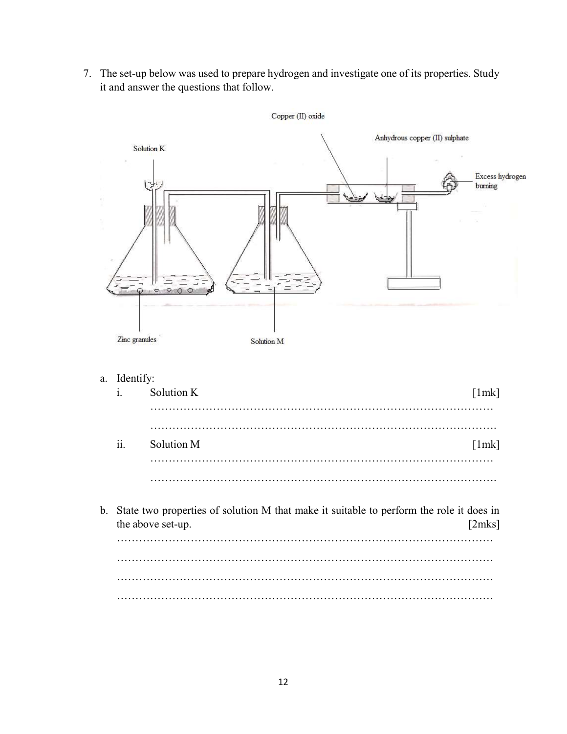7. The set-up below was used to prepare hydrogen and investigate one of its properties. Study it and answer the questions that follow.

Copper (II) oxide

Anhydrous copper (II) sulphate

Solution K

Excess hydrogen burning

Zinc granules

Solution M

a. Identify:

   i. Solution K [1mk]

   …………………………………………………………………………………

   …………………………………………………………………………………

   ii. Solution M [1mk]

   …………………………………………………………………………………

   …………………………………………………………………………………

b. State two properties of solution M that make it suitable to perform the role it does in the above set-up. [2mks]

…………………………………………………………………………………………

…………………………………………………………………………………………

…………………………………………………………………………………………

…………………………………………………………………………………………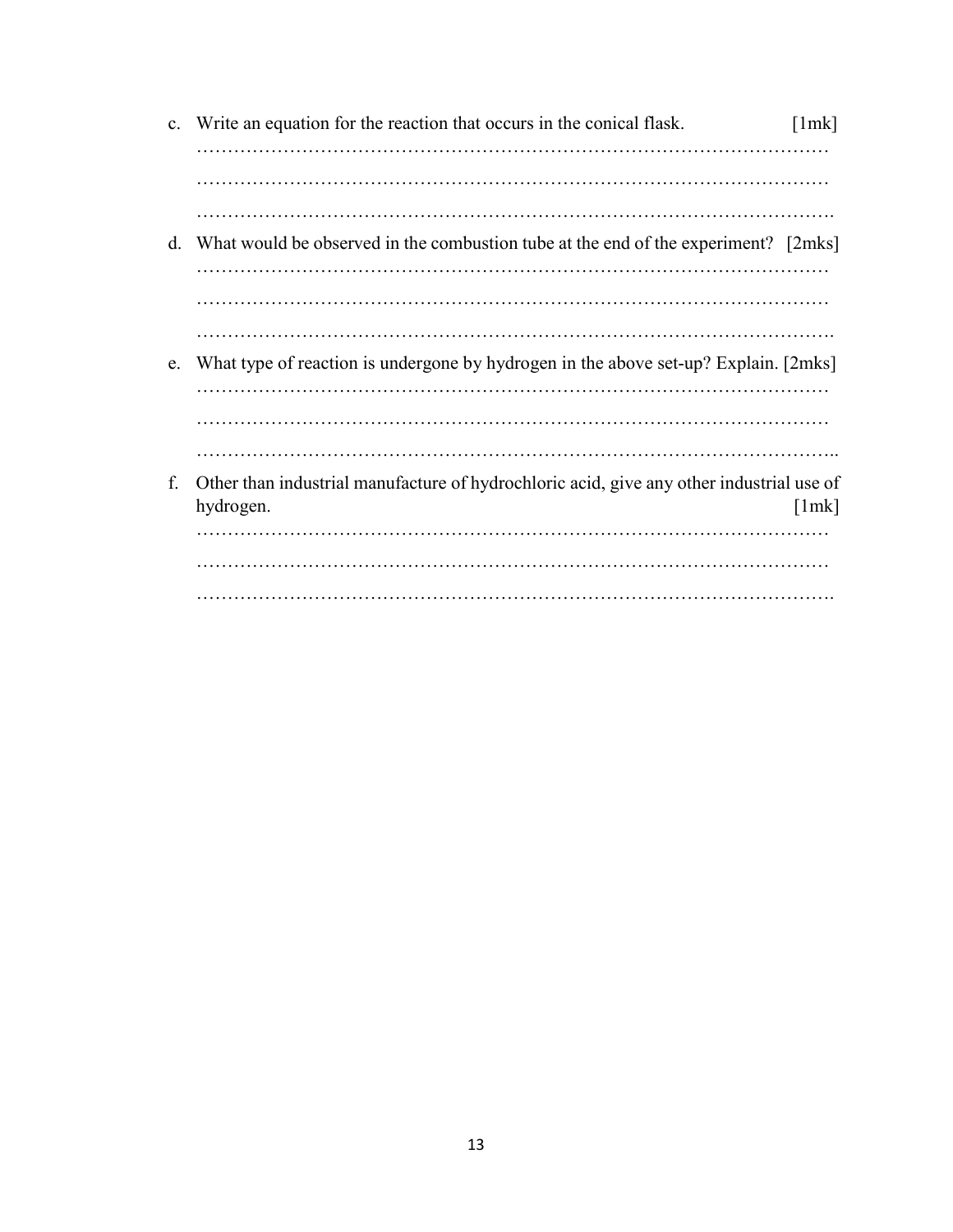c. Write an equation for the reaction that occurs in the conical flask. [1mk]

…………………………………………………………………………………………

…………………………………………………………………………………………

…………………………………………………………………………………………

d. What would be observed in the combustion tube at the end of the experiment? [2mks]

…………………………………………………………………………………………

…………………………………………………………………………………………

…………………………………………………………………………………………

e. What type of reaction is undergone by hydrogen in the above set-up? Explain. [2mks]

…………………………………………………………………………………………

…………………………………………………………………………………………

…………………………………………………………………………………………

f. Other than industrial manufacture of hydrochloric acid, give any other industrial use of hydrogen. [1mk]

…………………………………………………………………………………………

…………………………………………………………………………………………

…………………………………………………………………………………………